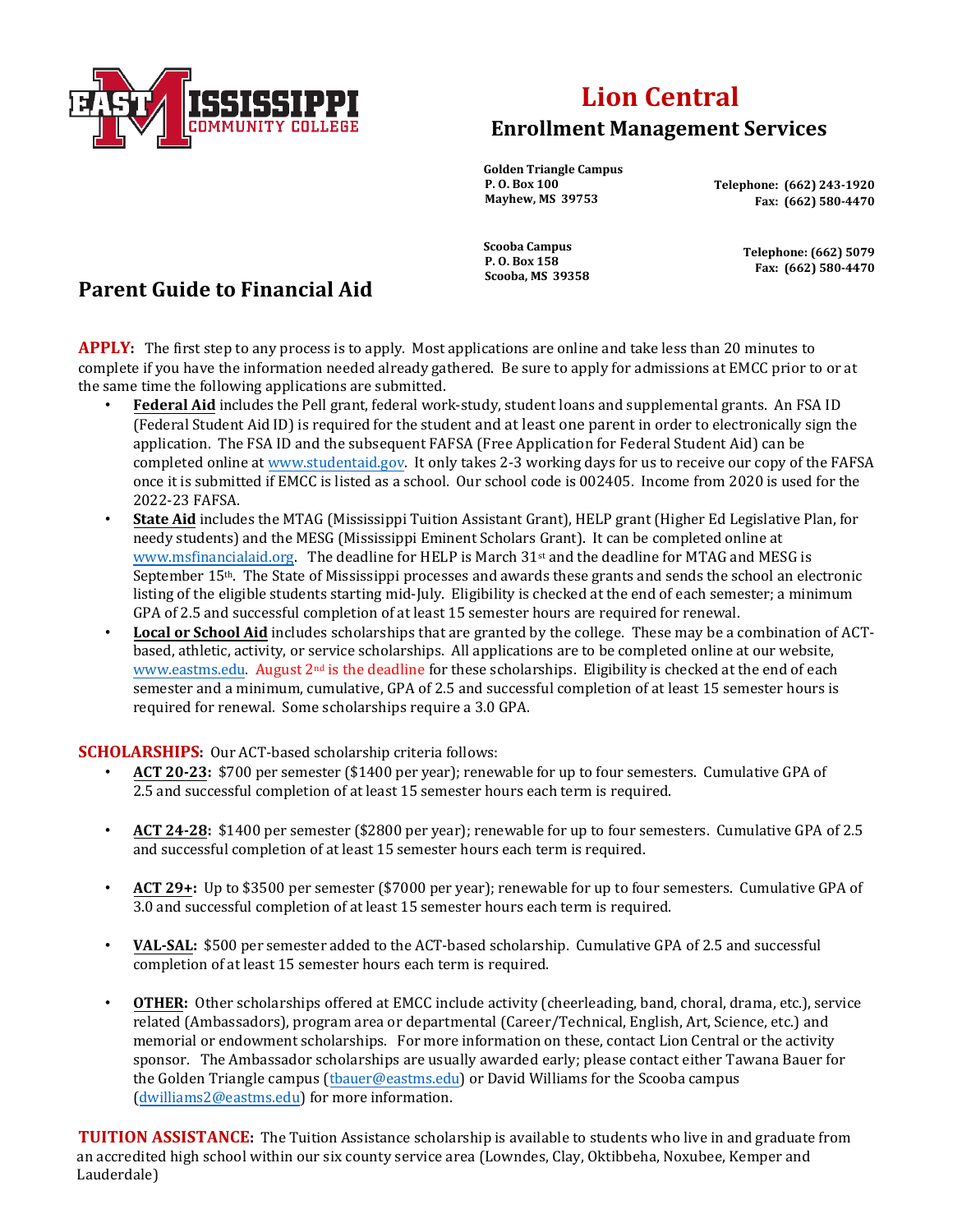# Lion Central

## Enrollment Management Services

**Golden Triangle Campus**
**P. O. Box 100**
**Mayhew, MS 39753**

**Telephone: (662) 243-1920**
**Fax: (662) 580-4470**

**Scooba Campus**
**P. O. Box 158**
**Scooba, MS 39358**

**Telephone: (662) 5079**
**Fax: (662) 580-4470**

## Parent Guide to Financial Aid

**APPLY:** The first step to any process is to apply. Most applications are online and take less than 20 minutes to complete if you have the information needed already gathered. Be sure to apply for admissions at EMCC prior to or at the same time the following applications are submitted.

- **Federal Aid** includes the Pell grant, federal work-study, student loans and supplemental grants. An FSA ID (Federal Student Aid ID) is required for the student and at least one parent in order to electronically sign the application. The FSA ID and the subsequent FAFSA (Free Application for Federal Student Aid) can be completed online at www.studentaid.gov. It only takes 2-3 working days for us to receive our copy of the FAFSA once it is submitted if EMCC is listed as a school. Our school code is 002405. Income from 2020 is used for the 2022-23 FAFSA.
- **State Aid** includes the MTAG (Mississippi Tuition Assistant Grant), HELP grant (Higher Ed Legislative Plan, for needy students) and the MESG (Mississippi Eminent Scholars Grant). It can be completed online at www.msfinancialaid.org. The deadline for HELP is March 31st and the deadline for MTAG and MESG is September 15th. The State of Mississippi processes and awards these grants and sends the school an electronic listing of the eligible students starting mid-July. Eligibility is checked at the end of each semester; a minimum GPA of 2.5 and successful completion of at least 15 semester hours are required for renewal.
- **Local or School Aid** includes scholarships that are granted by the college. These may be a combination of ACT-based, athletic, activity, or service scholarships. All applications are to be completed online at our website, www.eastms.edu. August 2nd is the deadline for these scholarships. Eligibility is checked at the end of each semester and a minimum, cumulative, GPA of 2.5 and successful completion of at least 15 semester hours is required for renewal. Some scholarships require a 3.0 GPA.

**SCHOLARSHIPS:** Our ACT-based scholarship criteria follows:

- **ACT 20-23:** $700 per semester ($1400 per year); renewable for up to four semesters. Cumulative GPA of 2.5 and successful completion of at least 15 semester hours each term is required.
- **ACT 24-28:** $1400 per semester ($2800 per year); renewable for up to four semesters. Cumulative GPA of 2.5 and successful completion of at least 15 semester hours each term is required.
- **ACT 29+:** Up to $3500 per semester ($7000 per year); renewable for up to four semesters. Cumulative GPA of 3.0 and successful completion of at least 15 semester hours each term is required.
- **VAL-SAL:** $500 per semester added to the ACT-based scholarship. Cumulative GPA of 2.5 and successful completion of at least 15 semester hours each term is required.
- **OTHER:** Other scholarships offered at EMCC include activity (cheerleading, band, choral, drama, etc.), service related (Ambassadors), program area or departmental (Career/Technical, English, Art, Science, etc.) and memorial or endowment scholarships. For more information on these, contact Lion Central or the activity sponsor. The Ambassador scholarships are usually awarded early; please contact either Tawana Bauer for the Golden Triangle campus (tbauer@eastms.edu) or David Williams for the Scooba campus (dwilliams2@eastms.edu) for more information.

**TUITION ASSISTANCE:** The Tuition Assistance scholarship is available to students who live in and graduate from an accredited high school within our six county service area (Lowndes, Clay, Oktibbeha, Noxubee, Kemper and Lauderdale)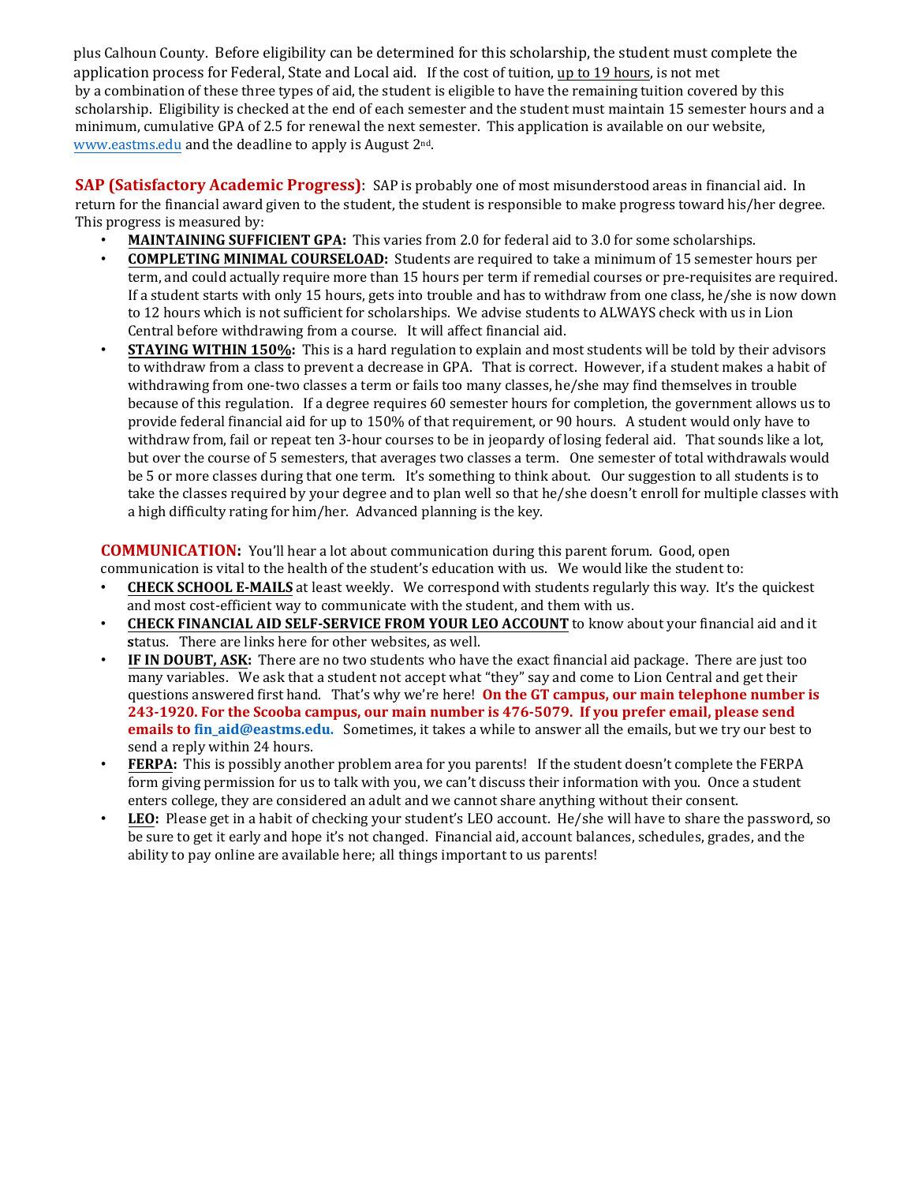plus Calhoun County. Before eligibility can be determined for this scholarship, the student must complete the application process for Federal, State and Local aid. If the cost of tuition, up to 19 hours, is not met by a combination of these three types of aid, the student is eligible to have the remaining tuition covered by this scholarship. Eligibility is checked at the end of each semester and the student must maintain 15 semester hours and a minimum, cumulative GPA of 2.5 for renewal the next semester. This application is available on our website, www.eastms.edu and the deadline to apply is August 2nd.

**SAP (Satisfactory Academic Progress)**: SAP is probably one of most misunderstood areas in financial aid. In return for the financial award given to the student, the student is responsible to make progress toward his/her degree. This progress is measured by:

- **MAINTAINING SUFFICIENT GPA:** This varies from 2.0 for federal aid to 3.0 for some scholarships.
- **COMPLETING MINIMAL COURSELOAD:** Students are required to take a minimum of 15 semester hours per term, and could actually require more than 15 hours per term if remedial courses or pre-requisites are required. If a student starts with only 15 hours, gets into trouble and has to withdraw from one class, he/she is now down to 12 hours which is not sufficient for scholarships. We advise students to ALWAYS check with us in Lion Central before withdrawing from a course. It will affect financial aid.
- **STAYING WITHIN 150%:** This is a hard regulation to explain and most students will be told by their advisors to withdraw from a class to prevent a decrease in GPA. That is correct. However, if a student makes a habit of withdrawing from one-two classes a term or fails too many classes, he/she may find themselves in trouble because of this regulation. If a degree requires 60 semester hours for completion, the government allows us to provide federal financial aid for up to 150% of that requirement, or 90 hours. A student would only have to withdraw from, fail or repeat ten 3-hour courses to be in jeopardy of losing federal aid. That sounds like a lot, but over the course of 5 semesters, that averages two classes a term. One semester of total withdrawals would be 5 or more classes during that one term. It's something to think about. Our suggestion to all students is to take the classes required by your degree and to plan well so that he/she doesn't enroll for multiple classes with a high difficulty rating for him/her. Advanced planning is the key.

**COMMUNICATION:** You'll hear a lot about communication during this parent forum. Good, open communication is vital to the health of the student's education with us. We would like the student to:

- **CHECK SCHOOL E-MAILS** at least weekly. We correspond with students regularly this way. It's the quickest and most cost-efficient way to communicate with the student, and them with us.
- **CHECK FINANCIAL AID SELF-SERVICE FROM YOUR LEO ACCOUNT** to know about your financial aid and it status. There are links here for other websites, as well.
- **IF IN DOUBT, ASK:** There are no two students who have the exact financial aid package. There are just too many variables. We ask that a student not accept what "they" say and come to Lion Central and get their questions answered first hand. That's why we're here! **On the GT campus, our main telephone number is 243-1920. For the Scooba campus, our main number is 476-5079. If you prefer email, please send emails to fin_aid@eastms.edu.** Sometimes, it takes a while to answer all the emails, but we try our best to send a reply within 24 hours.
- **FERPA:** This is possibly another problem area for you parents! If the student doesn't complete the FERPA form giving permission for us to talk with you, we can't discuss their information with you. Once a student enters college, they are considered an adult and we cannot share anything without their consent.
- **LEO:** Please get in a habit of checking your student's LEO account. He/she will have to share the password, so be sure to get it early and hope it's not changed. Financial aid, account balances, schedules, grades, and the ability to pay online are available here; all things important to us parents!